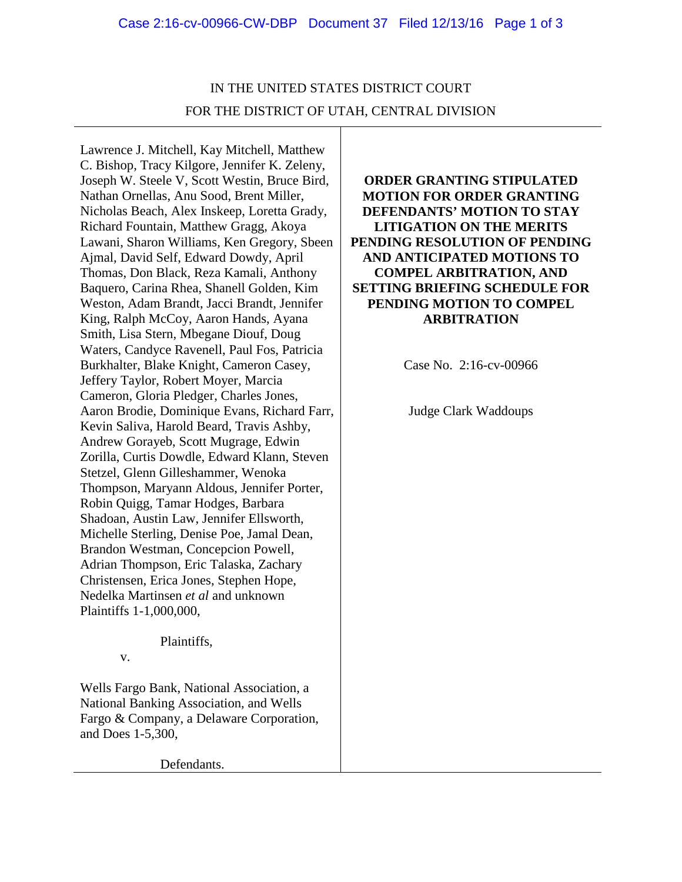IN THE UNITED STATES DISTRICT COURT
FOR THE DISTRICT OF UTAH, CENTRAL DIVISION

Lawrence J. Mitchell, Kay Mitchell, Matthew C. Bishop, Tracy Kilgore, Jennifer K. Zeleny, Joseph W. Steele V, Scott Westin, Bruce Bird, Nathan Ornellas, Anu Sood, Brent Miller, Nicholas Beach, Alex Inskeep, Loretta Grady, Richard Fountain, Matthew Gragg, Akoya Lawani, Sharon Williams, Ken Gregory, Sbeen Ajmal, David Self, Edward Dowdy, April Thomas, Don Black, Reza Kamali, Anthony Baquero, Carina Rhea, Shanell Golden, Kim Weston, Adam Brandt, Jacci Brandt, Jennifer King, Ralph McCoy, Aaron Hands, Ayana Smith, Lisa Stern, Mbegane Diouf, Doug Waters, Candyce Ravenell, Paul Fos, Patricia Burkhalter, Blake Knight, Cameron Casey, Jeffery Taylor, Robert Moyer, Marcia Cameron, Gloria Pledger, Charles Jones, Aaron Brodie, Dominique Evans, Richard Farr, Kevin Saliva, Harold Beard, Travis Ashby, Andrew Gorayeb, Scott Mugrage, Edwin Zorilla, Curtis Dowdle, Edward Klann, Steven Stetzel, Glenn Gilleshammer, Wenoka Thompson, Maryann Aldous, Jennifer Porter, Robin Quigg, Tamar Hodges, Barbara Shadoan, Austin Law, Jennifer Ellsworth, Michelle Sterling, Denise Poe, Jamal Dean, Brandon Westman, Concepcion Powell, Adrian Thompson, Eric Talaska, Zachary Christensen, Erica Jones, Stephen Hope, Nedelka Martinsen *et al* and unknown Plaintiffs 1-1,000,000,

Plaintiffs,

v.

Wells Fargo Bank, National Association, a National Banking Association, and Wells Fargo & Company, a Delaware Corporation, and Does 1-5,300,

Defendants.

**ORDER GRANTING STIPULATED MOTION FOR ORDER GRANTING DEFENDANTS' MOTION TO STAY LITIGATION ON THE MERITS PENDING RESOLUTION OF PENDING AND ANTICIPATED MOTIONS TO COMPEL ARBITRATION, AND SETTING BRIEFING SCHEDULE FOR PENDING MOTION TO COMPEL ARBITRATION**

Case No. 2:16-cv-00966

Judge Clark Waddoups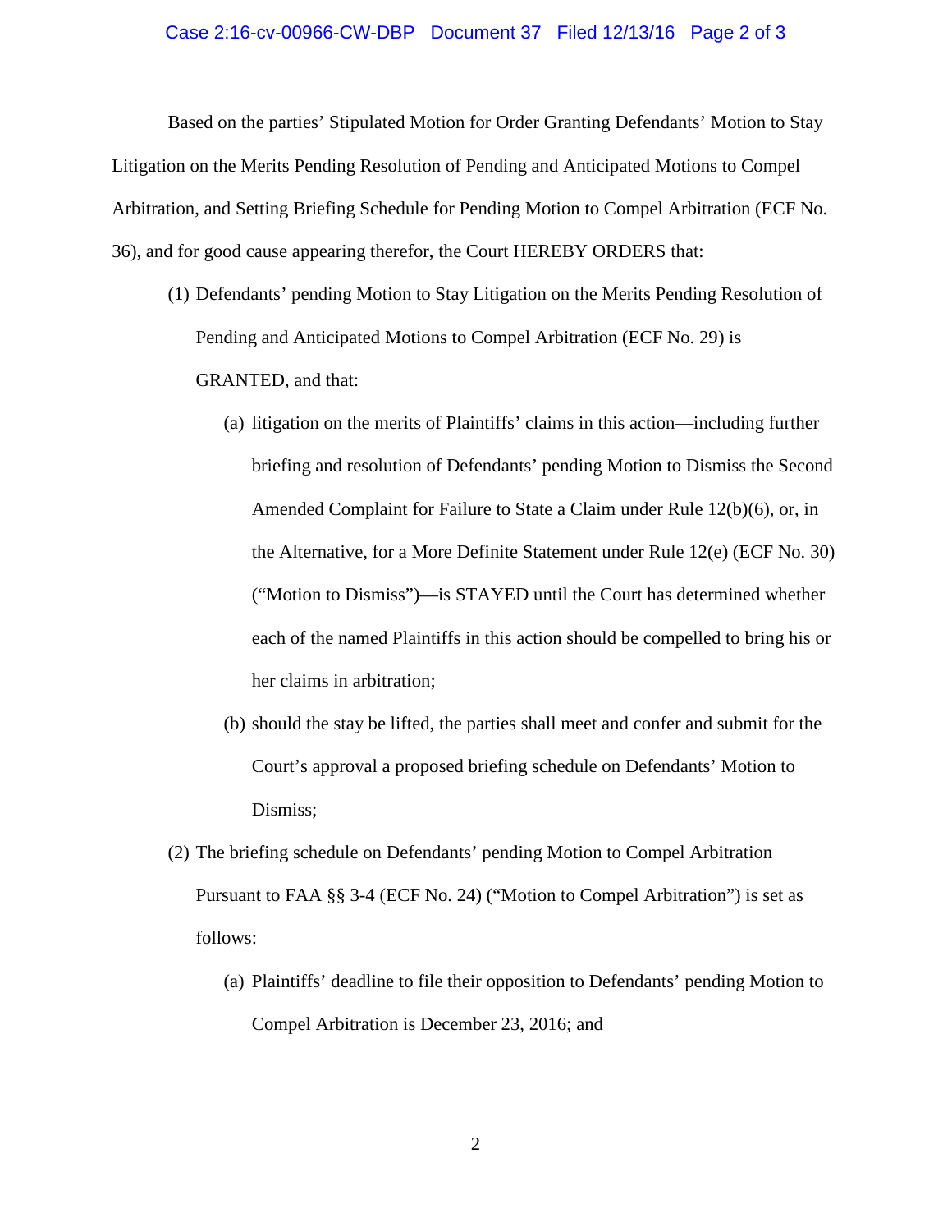Based on the parties' Stipulated Motion for Order Granting Defendants' Motion to Stay Litigation on the Merits Pending Resolution of Pending and Anticipated Motions to Compel Arbitration, and Setting Briefing Schedule for Pending Motion to Compel Arbitration (ECF No. 36), and for good cause appearing therefor, the Court HEREBY ORDERS that:

(1) Defendants' pending Motion to Stay Litigation on the Merits Pending Resolution of Pending and Anticipated Motions to Compel Arbitration (ECF No. 29) is GRANTED, and that:

   (a) litigation on the merits of Plaintiffs' claims in this action—including further briefing and resolution of Defendants' pending Motion to Dismiss the Second Amended Complaint for Failure to State a Claim under Rule 12(b)(6), or, in the Alternative, for a More Definite Statement under Rule 12(e) (ECF No. 30) ("Motion to Dismiss")—is STAYED until the Court has determined whether each of the named Plaintiffs in this action should be compelled to bring his or her claims in arbitration;

   (b) should the stay be lifted, the parties shall meet and confer and submit for the Court's approval a proposed briefing schedule on Defendants' Motion to Dismiss;

(2) The briefing schedule on Defendants' pending Motion to Compel Arbitration Pursuant to FAA §§ 3-4 (ECF No. 24) ("Motion to Compel Arbitration") is set as follows:

   (a) Plaintiffs' deadline to file their opposition to Defendants' pending Motion to Compel Arbitration is December 23, 2016; and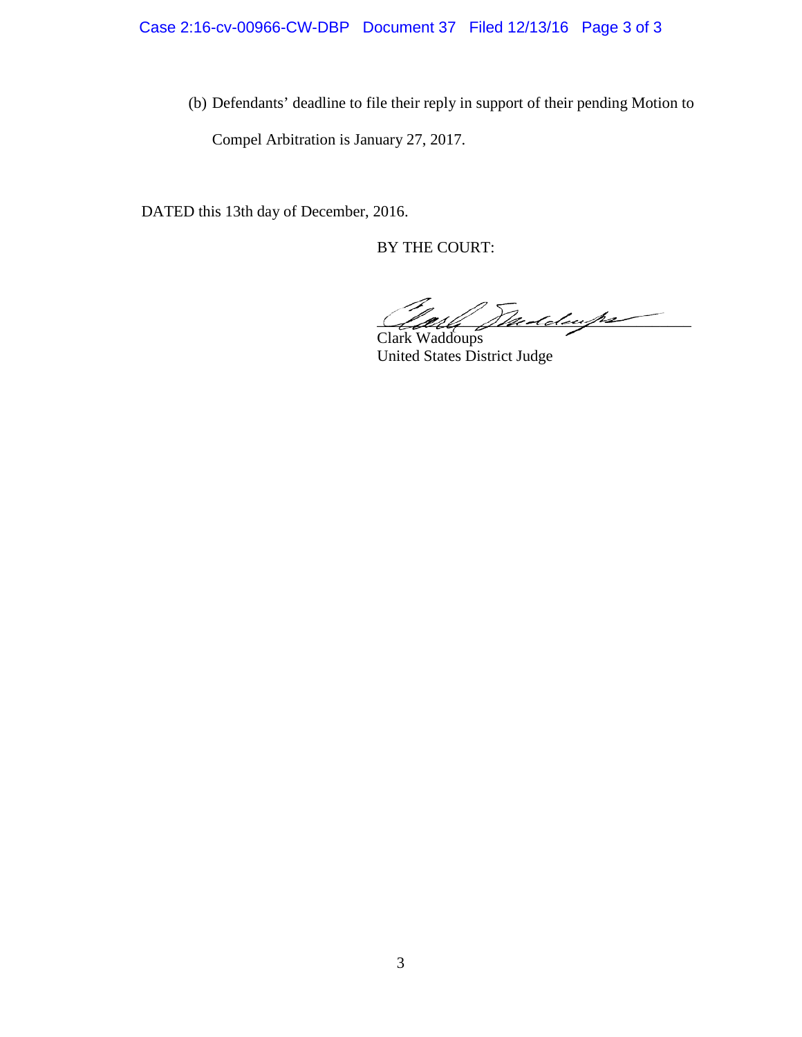(b) Defendants' deadline to file their reply in support of their pending Motion to Compel Arbitration is January 27, 2017.

DATED this 13th day of December, 2016.

BY THE COURT:

Clark Waddoups
United States District Judge